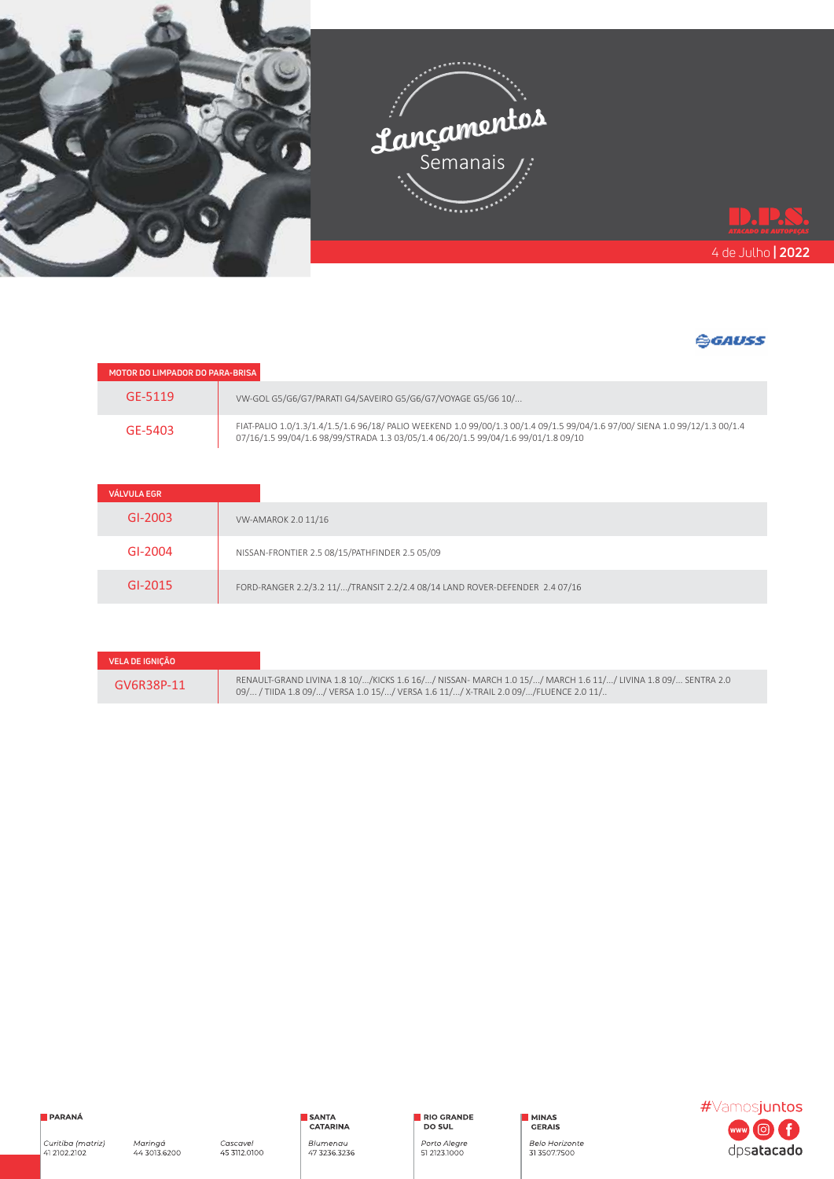# Lançamentos Semanais

D.P.S. ATACADO DE AUTOPEÇAS

4 de Julho | 2022

GAUSS

| MOTOR DO LIMPADOR DO PARA-BRISA | |
|---|---|
| GE-5119 | VW-GOL G5/G6/G7/PARATI G4/SAVEIRO G5/G6/G7/VOYAGE G5/G6 10/... |
| GE-5403 | FIAT-PALIO 1.0/1.3/1.4/1.5/1.6 96/18/ PALIO WEEKEND 1.0 99/00/1.3 00/1.4 09/1.5 99/04/1.6 97/00/ SIENA 1.0 99/12/1.3 00/1.4 07/16/1.5 99/04/1.6 98/99/STRADA 1.3 03/05/1.4 06/20/1.5 99/04/1.6 99/01/1.8 09/10 |

| VÁLVULA EGR | |
|---|---|
| GI-2003 | VW-AMAROK 2.0 11/16 |
| GI-2004 | NISSAN-FRONTIER 2.5 08/15/PATHFINDER 2.5 05/09 |
| GI-2015 | FORD-RANGER 2.2/3.2 11/.../TRANSIT 2.2/2.4 08/14 LAND ROVER-DEFENDER 2.4 07/16 |

| VELA DE IGNIÇÃO | |
|---|---|
| GV6R38P-11 | RENAULT-GRAND LIVINA 1.8 10/.../KICKS 1.6 16/.../ NISSAN- MARCH 1.0 15/.../ MARCH 1.6 11/.../ LIVINA 1.8 09/... SENTRA 2.0 09/... / TIIDA 1.8 09/.../ VERSA 1.0 15/.../ VERSA 1.6 11/.../ X-TRAIL 2.0 09/.../FLUENCE 2.0 11/.. |

**PARANÁ**

*Curitiba (matriz)* 41 2102.2102

*Maringá* 44 3013.6200

*Cascavel* 45 3112.0100

**SANTA CATARINA**

*Blumenau* 47 3236.3236

**RIO GRANDE DO SUL**

*Porto Alegre* 51 2123.1000

**MINAS GERAIS**

*Belo Horizonte* 31 3507.7500

#Vamosjuntos

dpsatacado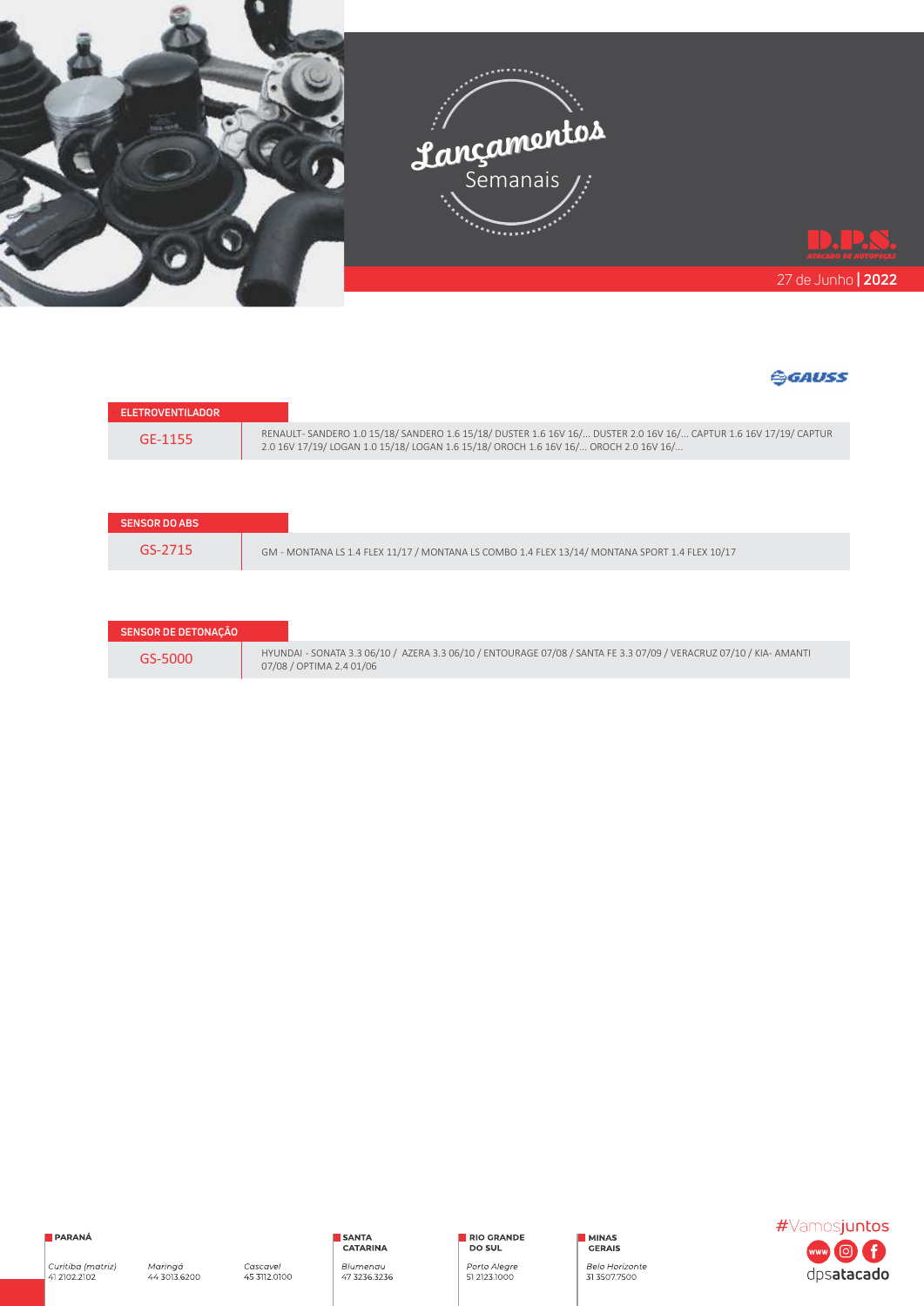# Lançamentos Semanais

27 de Junho | 2022

GAUSS

| ELETROVENTILADOR | |
|---|---|
| GE-1155 | RENAULT- SANDERO 1.0 15/18/ SANDERO 1.6 15/18/ DUSTER 1.6 16V 16/... DUSTER 2.0 16V 16/... CAPTUR 1.6 16V 17/19/ CAPTUR 2.0 16V 17/19/ LOGAN 1.0 15/18/ LOGAN 1.6 15/18/ OROCH 1.6 16V 16/... OROCH 2.0 16V 16/... |

| SENSOR DO ABS | |
|---|---|
| GS-2715 | GM - MONTANA LS 1.4 FLEX 11/17 / MONTANA LS COMBO 1.4 FLEX 13/14/ MONTANA SPORT 1.4 FLEX 10/17 |

| SENSOR DE DETONAÇÃO | |
|---|---|
| GS-5000 | HYUNDAI - SONATA 3.3 06/10 / AZERA 3.3 06/10 / ENTOURAGE 07/08 / SANTA FE 3.3 07/09 / VERACRUZ 07/10 / KIA- AMANTI 07/08 / OPTIMA 2.4 01/06 |

**PARANÁ**
*Curitiba (matriz)* 41 2102.2102
*Maringá* 44 3013.6200
*Cascavel* 45 3112.0100

**SANTA CATARINA**
*Blumenau* 47 3236.3236

**RIO GRANDE DO SUL**
*Porto Alegre* 51 2123.1000

**MINAS GERAIS**
*Belo Horizonte* 31 3507.7500

#Vamosjuntos

dpsatacado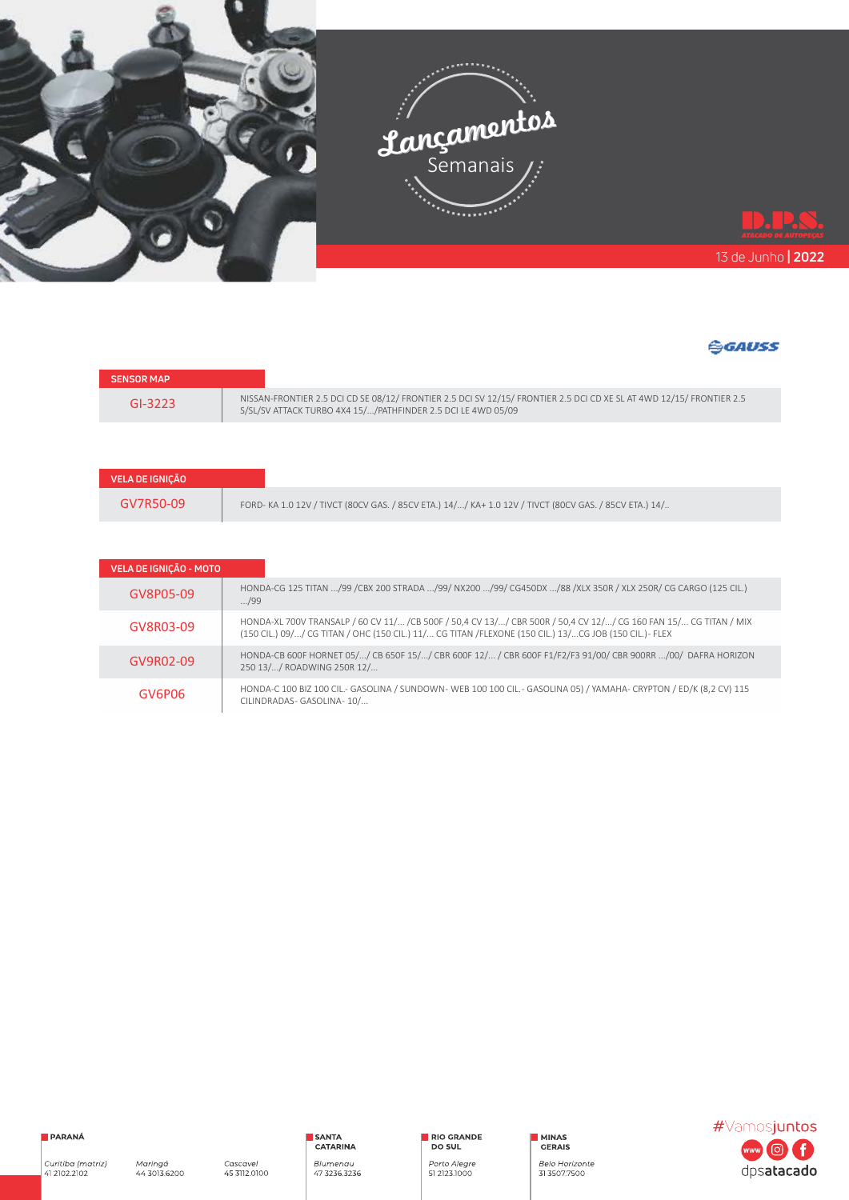# Lançamentos Semanais

D.P.S. ATACADO DE AUTOPEÇAS

13 de Junho | **2022**

GAUSS

| SENSOR MAP | |
|---|---|
| GI-3223 | NISSAN-FRONTIER 2.5 DCI CD SE 08/12/ FRONTIER 2.5 DCI SV 12/15/ FRONTIER 2.5 DCI CD XE SL AT 4WD 12/15/ FRONTIER 2.5 S/SL/SV ATTACK TURBO 4X4 15/.../PATHFINDER 2.5 DCI LE 4WD 05/09 |

| VELA DE IGNIÇÃO | |
|---|---|
| GV7R50-09 | FORD- KA 1.0 12V / TIVCT (80CV GAS. / 85CV ETA.) 14/.../ KA+ 1.0 12V / TIVCT (80CV GAS. / 85CV ETA.) 14/.. |

| VELA DE IGNIÇÃO - MOTO | |
|---|---|
| GV8P05-09 | HONDA-CG 125 TITAN .../99 /CBX 200 STRADA .../99/ NX200 .../99/ CG450DX .../88 /XLX 350R / XLX 250R/ CG CARGO (125 CIL.) .../99 |
| GV8R03-09 | HONDA-XL 700V TRANSALP / 60 CV 11/... /CB 500F / 50,4 CV 13/.../ CBR 500R / 50,4 CV 12/.../ CG 160 FAN 15/... CG TITAN / MIX (150 CIL.) 09/.../ CG TITAN / OHC (150 CIL.) 11/... CG TITAN /FLEXONE (150 CIL.) 13/...CG JOB (150 CIL.)- FLEX |
| GV9R02-09 | HONDA-CB 600F HORNET 05/.../ CB 650F 15/.../ CBR 600F 12/... / CBR 600F F1/F2/F3 91/00/ CBR 900RR .../00/ DAFRA HORIZON 250 13/.../ ROADWING 250R 12/... |
| GV6P06 | HONDA-C 100 BIZ 100 CIL.- GASOLINA / SUNDOWN- WEB 100 100 CIL.- GASOLINA 05) / YAMAHA- CRYPTON / ED/K (8,2 CV) 115 CILINDRADAS- GASOLINA- 10/... |

**PARANÁ**
*Curitiba (matriz)* 41 2102.2102
*Maringá* 44 3013.6200
*Cascavel* 45 3112.0100

**SANTA CATARINA**
*Blumenau* 47 3236.3236

**RIO GRANDE DO SUL**
*Porto Alegre* 51 2123.1000

**MINAS GERAIS**
*Belo Horizonte* 31 3507.7500

#Vamosjuntos
dpsatacado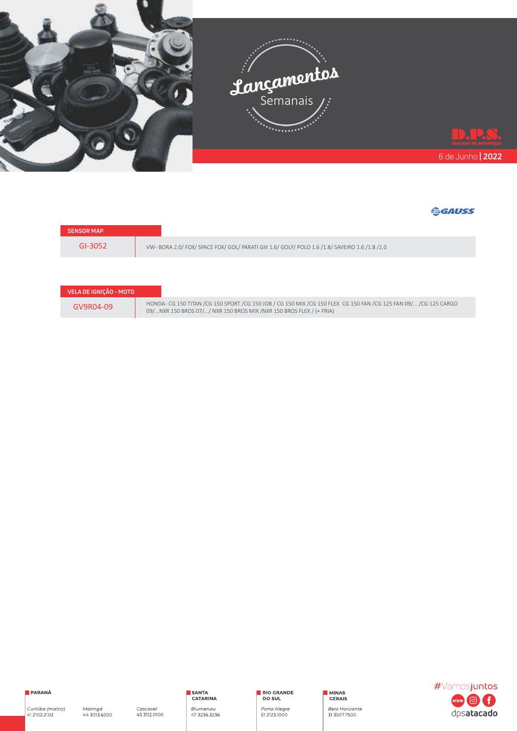# Lançamentos Semanais

6 de Junho | 2022

GAUSS

| SENSOR MAP | |
|---|---|
| GI-3052 | VW- BORA 2.0/ FOX/ SPACE FOX/ GOL/ PARATI GIII 1.6/ GOLF/ POLO 1.6 /1.8/ SAVEIRO 1.6 /1.8 /2.0 |

| VELA DE IGNIÇÃO - MOTO | |
|---|---|
| GV9R04-09 | HONDA- CG 150 TITAN /CG 150 SPORT /CG 150 JOB / CG 150 MIX /CG 150 FLEX CG 150 FAN /CG 125 FAN 09/... /CG 125 CARGO 09/...NXR 150 BROS 07/.../ NXR 150 BROS MIX /NXR 150 BROS FLEX / (+ FRIA) |

**PARANÁ**
*Curitiba (matriz)* 41 2102.2102
*Maringá* 44 3013.6200
*Cascavel* 45 3112.0100

**SANTA CATARINA**
*Blumenau* 47 3236.3236

**RIO GRANDE DO SUL**
*Porto Alegre* 51 2123.1000

**MINAS GERAIS**
*Belo Horizonte* 31 3507.7500

#Vamosjuntos
dpsatacado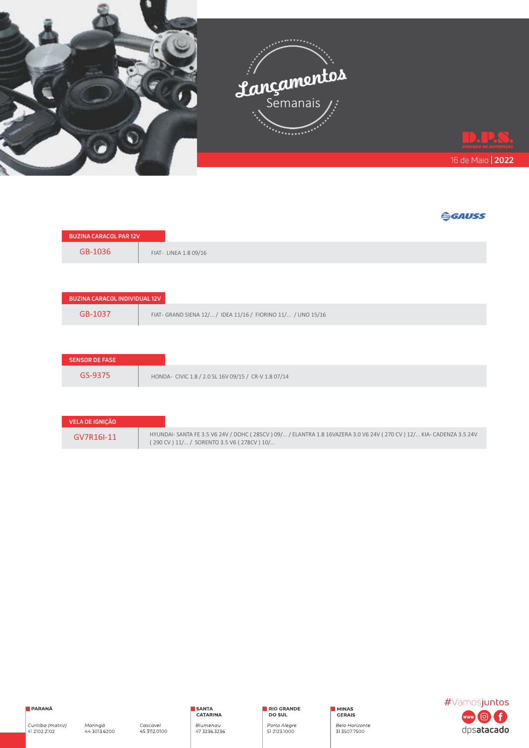# Lançamentos Semanais

D.P.S. ATACADO DE AUTOPEÇAS

16 de Maio | 2022

GAUSS

| BUZINA CARACOL PAR 12V | |
|---|---|
| GB-1036 | FIAT- LINEA 1.8 09/16 |

| BUZINA CARACOL INDIVIDUAL 12V | |
|---|---|
| GB-1037 | FIAT- GRAND SIENA 12/... / IDEA 11/16 / FIORINO 11/... / UNO 15/16 |

| SENSOR DE FASE | |
|---|---|
| GS-9375 | HONDA- CIVIC 1.8 / 2.0 SL 16V 09/15 / CR-V 1.8 07/14 |

| VELA DE IGNIÇÃO | |
|---|---|
| GV7R16I-11 | HYUNDAI- SANTA FE 3.5 V6 24V / DOHC ( 285CV ) 09/... / ELANTRA 1.8 16VAZERA 3.0 V6 24V ( 270 CV ) 12/... KIA- CADENZA 3.5 24V ( 290 CV ) 11/... / SORENTO 3.5 V6 ( 278CV ) 10/... |

**PARANÁ**
*Curitiba (matriz)* 41 2102.2102
*Maringá* 44 3013.6200
*Cascavel* 45 3112.0100

**SANTA CATARINA**
*Blumenau* 47 3236.3236

**RIO GRANDE DO SUL**
*Porto Alegre* 51 2123.1000

**MINAS GERAIS**
*Belo Horizonte* 31 3507.7500

#Vamosjuntos

dpsatacado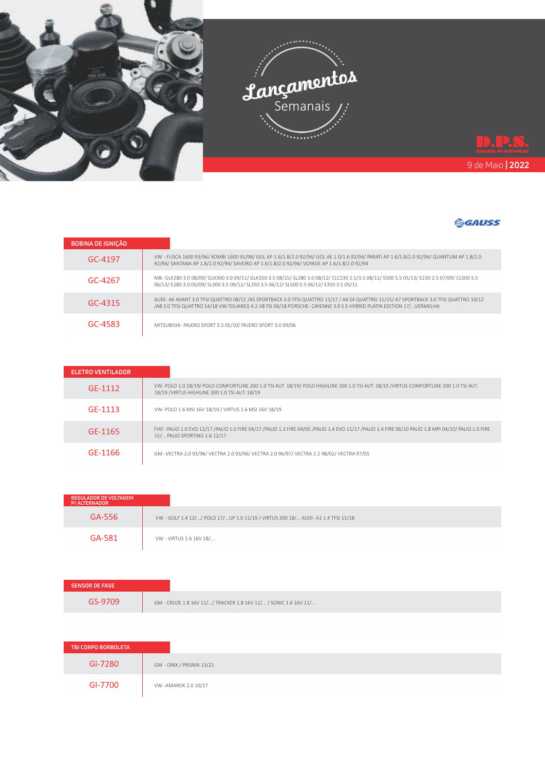# Lançamentos Semanais

D.P.S. ATACADO DE AUTOPEÇAS

9 de Maio | 2022

GAUSS

| BOBINA DE IGNIÇÃO | |
|---|---|
| GC-4197 | VW - FUSCA 1600 93/96/ KOMBI 1600 91/98/ GOL AP 1.6/1.8/2.0 92/94/ GOL AE 1.0/1.6 92/94/ PARATI AP 1.6/1.8/2.0 92/94/ QUANTUM AP 1.8/2.0 92/94/ SANTANA AP 1.8/2.0 92/94/ SAVEIRO AP 1.6/1.8/2.0 92/94/ VOYAGE AP 1.6/1.8/2.0 92/94 |
| GC-4267 | MB- GLK280 3.0 08/09/ GLK300 3.0 09/11/ GLK350 3.5 08/15/ SL280 3.0 08/12/ CLC230 2.5/3.5 08/11/ S500 5.5 05/13/ E230 2.5 07/09/ CL500 5.5 06/13/ E280 3.0 05/09/ SL300 3.5 09/12/ SL350 3.5 06/12/ SL500 5.5 06/12/ E350 3.5 05/11 |
| GC-4315 | AUDI- A6 AVANT 3.0 TFSI QUATTRO 08/11 /A5 SPORTBACK 3.0 TFSI QUATTRO 11/17 / A4 S4 QUATTRO 11/15/ A7 SPORTBACK 3.0 TFSI QUATTRO 10/12 /A8 3.0 TFSI QUATTRO 14/18 VW-TOUAREG 4.2 V8 FSI 06/18 PORSCHE- CAYENNE 3.0 S E-HYBRID PLATIN EDITION 17/...VERMELHA |
| GC-4583 | MITSUBISHI- PAJERO SPORT 3.5 05/10/ PAJERO SPORT 3.0 99/06 |

| ELETRO VENTILADOR | |
|---|---|
| GE-1112 | VW- POLO 1.0 18/19/ POLO COMFORTLINE 200 1.0 TSI AUT. 18/19/ POLO HIGHLINE 200 1.0 TSI AUT. 18/19 /VIRTUS COMFORTLINE 200 1.0 TSI AUT. 18/19 /VIRTUS HIGHLINE 200 1.0 TSI AUT. 18/19 |
| GE-1113 | VW- POLO 1.6 MSI 16V 18/19 / VIRTUS 1.6 MSI 16V 18/19 |
| GE-1165 | FIAT- PALIO 1.0 EVO 12/17 /PALIO 1.0 FIRE 04/17 /PALIO 1.3 FIRE 04/05 /PALIO 1.4 EVO 11/17 /PALIO 1.4 FIRE 06/10 PALIO 1.8 MPI 04/10/ PALIO 1.0 FIRE 15/... PALIO SPORTING 1.6 12/17 |
| GE-1166 | GM- VECTRA 2.0 93/96/ VECTRA 2.0 93/96/ VECTRA 2.0 96/97/ VECTRA 2.2 98/02/ VECTRA 97/05 |

| REGULADOR DE VOLTAGEM P/ ALTERNADOR | |
|---|---|
| GA-556 | VW - GOLF 1.4 13/.../ POLO 17/...UP 1.0 11/19 / VIRTUS 200 18/... AUDI- A1 1.4 TFSI 15/18 |
| GA-581 | VW - VIRTUS 1.6 16V 18/... |

| SENSOR DE FASE | |
|---|---|
| GS-9709 | GM - CRUZE 1.8 16V 11/.../ TRACKER 1.8 16V 12/... / SONIC 1.6 16V 11/... |

| TBI CORPO BORBOLETA | |
|---|---|
| GI-7280 | GM - ONIX / PRISMA 13/21 |
| GI-7700 | VW- AMAROK 2.0 10/17 |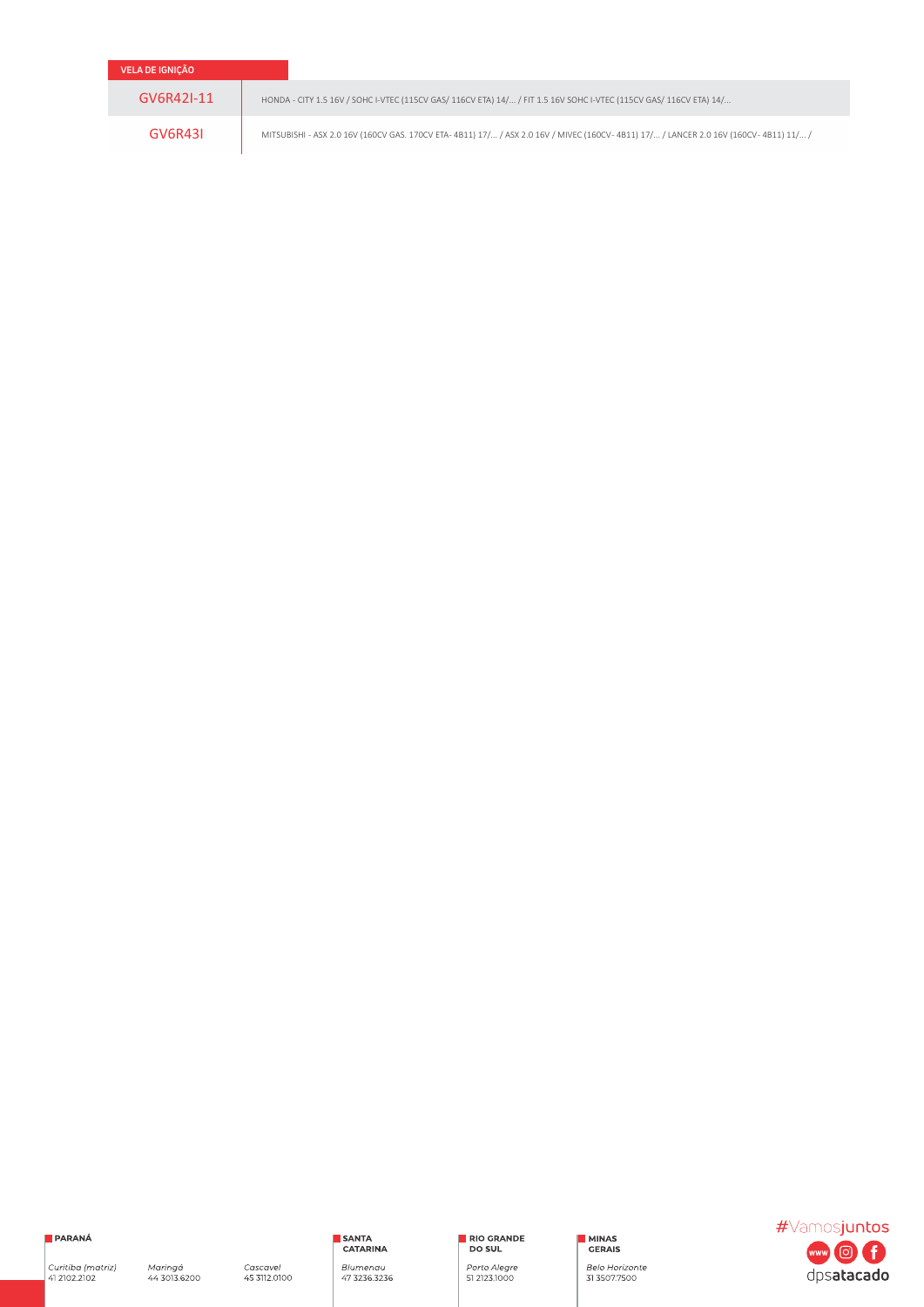| VELA DE IGNIÇÃO | |
|---|---|
| GV6R42I-11 | HONDA - CITY 1.5 16V / SOHC I-VTEC (115CV GAS/ 116CV ETA) 14/... / FIT 1.5 16V SOHC I-VTEC (115CV GAS/ 116CV ETA) 14/... |
| GV6R43I | MITSUBISHI - ASX 2.0 16V (160CV GAS. 170CV ETA- 4B11) 17/... / ASX 2.0 16V / MIVEC (160CV- 4B11) 17/... / LANCER 2.0 16V (160CV- 4B11) 11/... / |

**PARANÁ**

*Curitiba (matriz)*
41 2102.2102

*Maringá*
44 3013.6200

*Cascavel*
45 3112.0100

**SANTA CATARINA**

*Blumenau*
47 3236.3236

**RIO GRANDE DO SUL**

*Porto Alegre*
51 2123.1000

**MINAS GERAIS**

*Belo Horizonte*
31 3507.7500

#Vamosjuntos

dpsatacado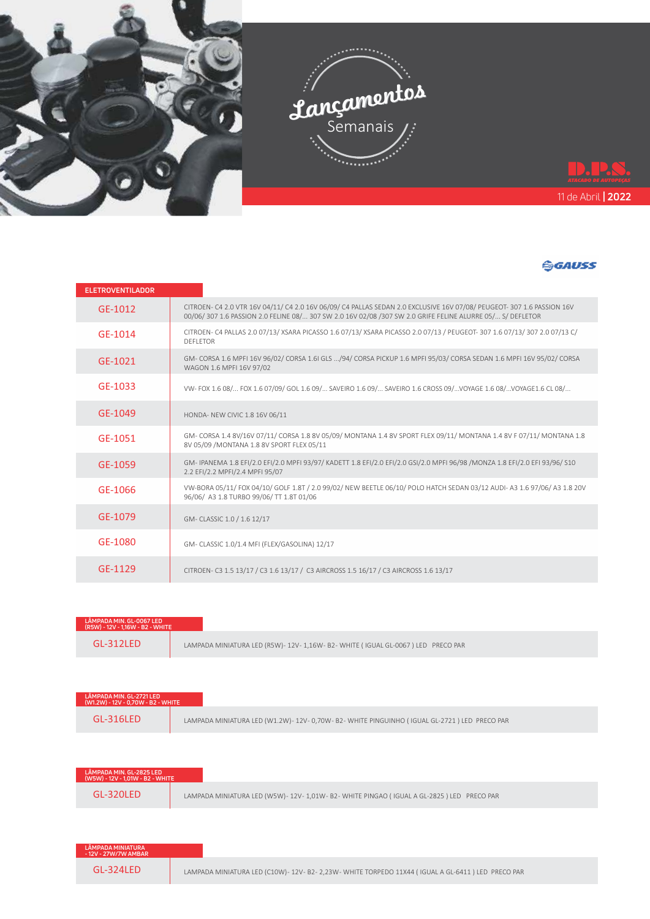# Lançamentos Semanais

D.P.S. ATACADO DE AUTOPEÇAS

11 de Abril | 2022

GAUSS

| ELETROVENTILADOR | |
|---|---|
| GE-1012 | CITROEN- C4 2.0 VTR 16V 04/11/ C4 2.0 16V 06/09/ C4 PALLAS SEDAN 2.0 EXCLUSIVE 16V 07/08/ PEUGEOT- 307 1.6 PASSION 16V 00/06/ 307 1.6 PASSION 2.0 FELINE 08/... 307 SW 2.0 16V 02/08 /307 SW 2.0 GRIFE FELINE ALURRE 05/... S/ DEFLETOR |
| GE-1014 | CITROEN- C4 PALLAS 2.0 07/13/ XSARA PICASSO 1.6 07/13/ XSARA PICASSO 2.0 07/13 / PEUGEOT- 307 1.6 07/13/ 307 2.0 07/13 C/ DEFLETOR |
| GE-1021 | GM- CORSA 1.6 MPFI 16V 96/02/ CORSA 1.6I GLS .../94/ CORSA PICKUP 1.6 MPFI 95/03/ CORSA SEDAN 1.6 MPFI 16V 95/02/ CORSA WAGON 1.6 MPFI 16V 97/02 |
| GE-1033 | VW- FOX 1.6 08/... FOX 1.6 07/09/ GOL 1.6 09/... SAVEIRO 1.6 09/... SAVEIRO 1.6 CROSS 09/...VOYAGE 1.6 08/...VOYAGE1.6 CL 08/... |
| GE-1049 | HONDA- NEW CIVIC 1.8 16V 06/11 |
| GE-1051 | GM- CORSA 1.4 8V/16V 07/11/ CORSA 1.8 8V 05/09/ MONTANA 1.4 8V SPORT FLEX 09/11/ MONTANA 1.4 8V F 07/11/ MONTANA 1.8 8V 05/09 /MONTANA 1.8 8V SPORT FLEX 05/11 |
| GE-1059 | GM- IPANEMA 1.8 EFI/2.0 EFI/2.0 MPFI 93/97/ KADETT 1.8 EFI/2.0 EFI/2.0 GSI/2.0 MPFI 96/98 /MONZA 1.8 EFI/2.0 EFI 93/96/ S10 2.2 EFI/2.2 MPFI/2.4 MPFI 95/07 |
| GE-1066 | VW-BORA 05/11/ FOX 04/10/ GOLF 1.8T / 2.0 99/02/ NEW BEETLE 06/10/ POLO HATCH SEDAN 03/12 AUDI- A3 1.6 97/06/ A3 1.8 20V 96/06/ A3 1.8 TURBO 99/06/ TT 1.8T 01/06 |
| GE-1079 | GM- CLASSIC 1.0 / 1.6 12/17 |
| GE-1080 | GM- CLASSIC 1.0/1.4 MFI (FLEX/GASOLINA) 12/17 |
| GE-1129 | CITROEN- C3 1.5 13/17 / C3 1.6 13/17 / C3 AIRCROSS 1.5 16/17 / C3 AIRCROSS 1.6 13/17 |

| LÂMPADA MIN. GL-0067 LED (R5W) - 12V - 1,16W - B2 - WHITE | |
|---|---|
| GL-312LED | LAMPADA MINIATURA LED (R5W)- 12V- 1,16W- B2- WHITE ( IGUAL GL-0067 ) LED PRECO PAR |

| LÂMPADA MIN. GL-2721 LED (W1.2W) - 12V - 0,70W - B2 - WHITE | |
|---|---|
| GL-316LED | LAMPADA MINIATURA LED (W1.2W)- 12V- 0,70W- B2- WHITE PINGUINHO ( IGUAL GL-2721 ) LED PRECO PAR |

| LÂMPADA MIN. GL-2825 LED (W5W) - 12V - 1,01W - B2 - WHITE | |
|---|---|
| GL-320LED | LAMPADA MINIATURA LED (W5W)- 12V- 1,01W- B2- WHITE PINGAO ( IGUAL A GL-2825 ) LED PRECO PAR |

| LÂMPADA MINIATURA - 12V - 27W/7W AMBAR | |
|---|---|
| GL-324LED | LAMPADA MINIATURA LED (C10W)- 12V- B2- 2,23W- WHITE TORPEDO 11X44 ( IGUAL A GL-6411 ) LED PRECO PAR |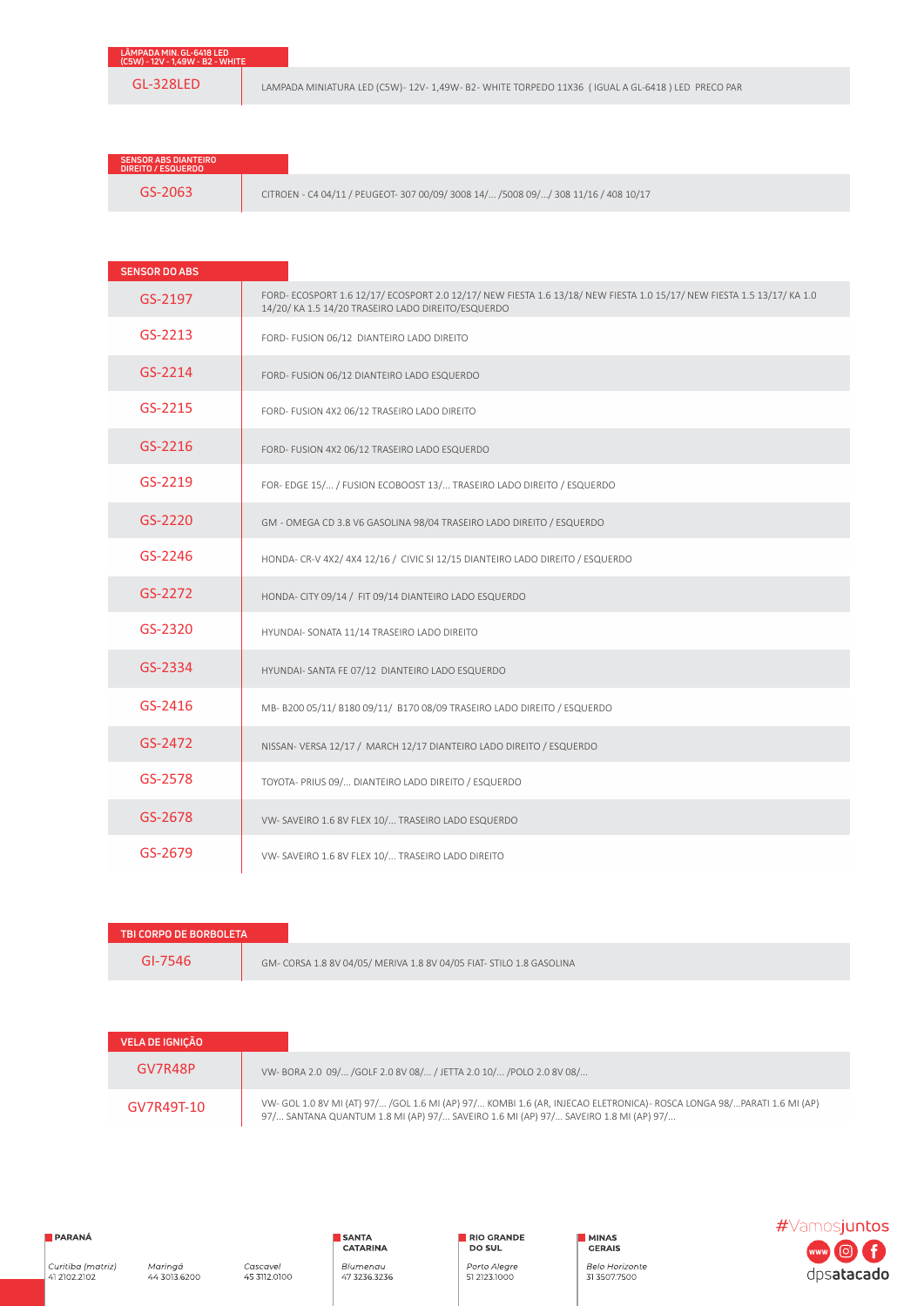## LÂMPADA MIN. GL-6418 LED (C5W) - 12V - 1,49W - B2 - WHITE

| | |
|---|---|
| GL-328LED | LAMPADA MINIATURA LED (C5W)- 12V- 1,49W- B2- WHITE TORPEDO 11X36 ( IGUAL A GL-6418 ) LED PRECO PAR |

## SENSOR ABS DIANTEIRO DIREITO / ESQUERDO

| | |
|---|---|
| GS-2063 | CITROEN - C4 04/11 / PEUGEOT- 307 00/09/ 3008 14/... /5008 09/.../ 308 11/16 / 408 10/17 |

## SENSOR DO ABS

| | |
|---|---|
| GS-2197 | FORD- ECOSPORT 1.6 12/17/ ECOSPORT 2.0 12/17/ NEW FIESTA 1.6 13/18/ NEW FIESTA 1.0 15/17/ NEW FIESTA 1.5 13/17/ KA 1.0 14/20/ KA 1.5 14/20 TRASEIRO LADO DIREITO/ESQUERDO |
| GS-2213 | FORD- FUSION 06/12 DIANTEIRO LADO DIREITO |
| GS-2214 | FORD- FUSION 06/12 DIANTEIRO LADO ESQUERDO |
| GS-2215 | FORD- FUSION 4X2 06/12 TRASEIRO LADO DIREITO |
| GS-2216 | FORD- FUSION 4X2 06/12 TRASEIRO LADO ESQUERDO |
| GS-2219 | FOR- EDGE 15/... / FUSION ECOBOOST 13/... TRASEIRO LADO DIREITO / ESQUERDO |
| GS-2220 | GM - OMEGA CD 3.8 V6 GASOLINA 98/04 TRASEIRO LADO DIREITO / ESQUERDO |
| GS-2246 | HONDA- CR-V 4X2/ 4X4 12/16 / CIVIC SI 12/15 DIANTEIRO LADO DIREITO / ESQUERDO |
| GS-2272 | HONDA- CITY 09/14 / FIT 09/14 DIANTEIRO LADO ESQUERDO |
| GS-2320 | HYUNDAI- SONATA 11/14 TRASEIRO LADO DIREITO |
| GS-2334 | HYUNDAI- SANTA FE 07/12 DIANTEIRO LADO ESQUERDO |
| GS-2416 | MB- B200 05/11/ B180 09/11/ B170 08/09 TRASEIRO LADO DIREITO / ESQUERDO |
| GS-2472 | NISSAN- VERSA 12/17 / MARCH 12/17 DIANTEIRO LADO DIREITO / ESQUERDO |
| GS-2578 | TOYOTA- PRIUS 09/... DIANTEIRO LADO DIREITO / ESQUERDO |
| GS-2678 | VW- SAVEIRO 1.6 8V FLEX 10/... TRASEIRO LADO ESQUERDO |
| GS-2679 | VW- SAVEIRO 1.6 8V FLEX 10/... TRASEIRO LADO DIREITO |

## TBI CORPO DE BORBOLETA

| | |
|---|---|
| GI-7546 | GM- CORSA 1.8 8V 04/05/ MERIVA 1.8 8V 04/05 FIAT- STILO 1.8 GASOLINA |

## VELA DE IGNIÇÃO

| | |
|---|---|
| GV7R48P | VW- BORA 2.0 09/... /GOLF 2.0 8V 08/... / JETTA 2.0 10/... /POLO 2.0 8V 08/... |
| GV7R49T-10 | VW- GOL 1.0 8V MI (AT) 97/... /GOL 1.6 MI (AP) 97/... KOMBI 1.6 (AR, INJECAO ELETRONICA)- ROSCA LONGA 98/...PARATI 1.6 MI (AP) 97/... SANTANA QUANTUM 1.8 MI (AP) 97/... SAVEIRO 1.6 MI (AP) 97/... SAVEIRO 1.8 MI (AP) 97/... |

**PARANÁ**

*Curitiba (matriz)* 41 2102.2102
*Maringá* 44 3013.6200
*Cascavel* 45 3112.0100

**SANTA CATARINA**

*Blumenau* 47 3236.3236

**RIO GRANDE DO SUL**

*Porto Alegre* 51 2123.1000

**MINAS GERAIS**

*Belo Horizonte* 31 3507.7500

#Vamosjuntos

dpsatacado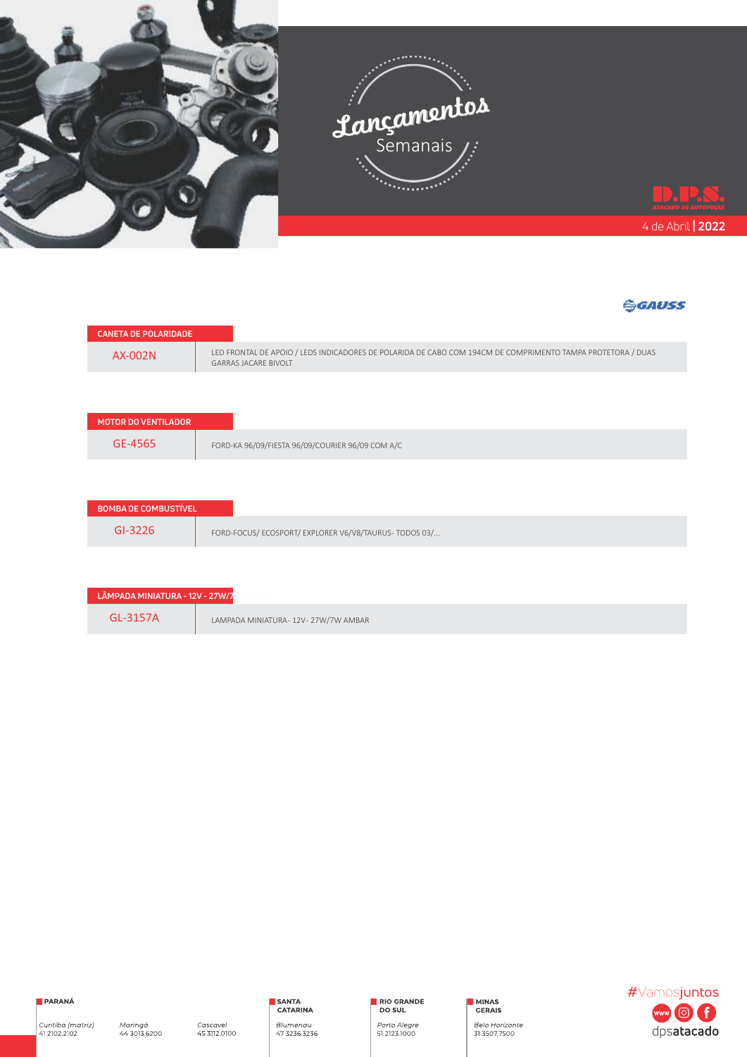# Lançamentos Semanais

D.P.S. ATACADO DE AUTOPEÇAS

4 de Abril | **2022**

GAUSS

| CANETA DE POLARIDADE | |
|---|---|
| AX-002N | LED FRONTAL DE APOIO / LEDS INDICADORES DE POLARIDA DE CABO COM 194CM DE COMPRIMENTO TAMPA PROTETORA / DUAS GARRAS JACARE BIVOLT |

| MOTOR DO VENTILADOR | |
|---|---|
| GE-4565 | FORD-KA 96/09/FIESTA 96/09/COURIER 96/09 COM A/C |

| BOMBA DE COMBUSTÍVEL | |
|---|---|
| GI-3226 | FORD-FOCUS/ ECOSPORT/ EXPLORER V6/V8/TAURUS- TODOS 03/... |

| LÂMPADA MINIATURA - 12V - 27W/7 | |
|---|---|
| GL-3157A | LAMPADA MINIATURA- 12V- 27W/7W AMBAR |

**PARANÁ**

*Curitiba (matriz)* 41 2102.2102

*Maringá* 44 3013.6200

*Cascavel* 45 3112.0100

**SANTA CATARINA**

*Blumenau* 47 3236.3236

**RIO GRANDE DO SUL**

*Porto Alegre* 51 2123.1000

**MINAS GERAIS**

*Belo Horizonte* 31 3507.7500

#Vamosjuntos

dpsatacado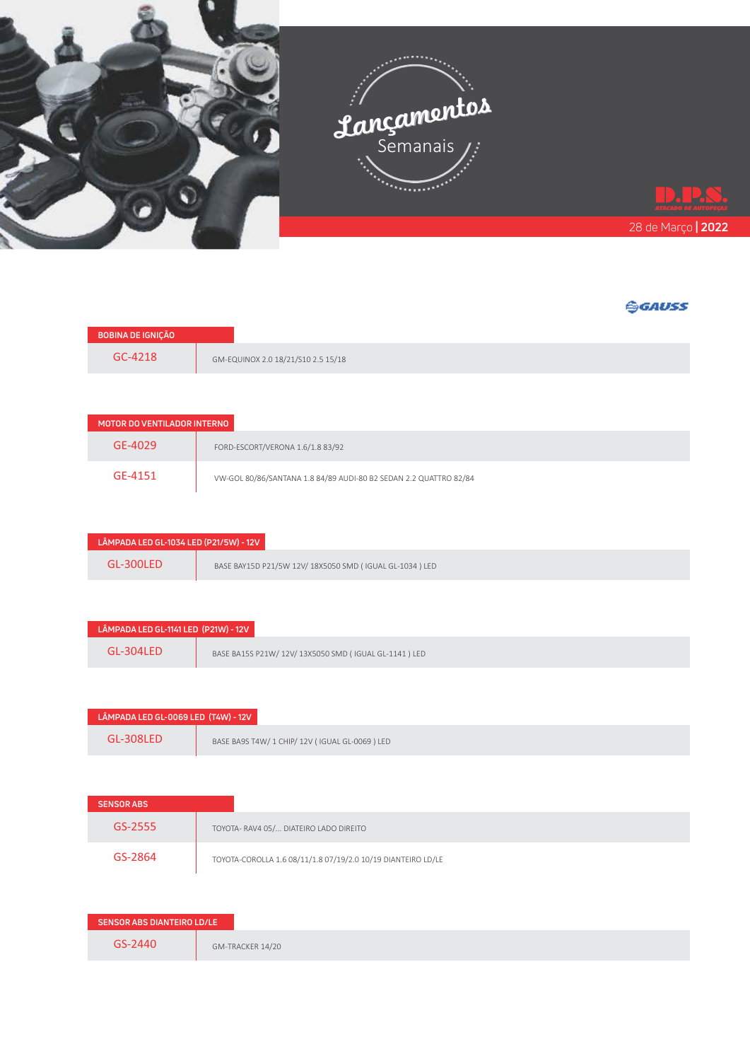# Lançamentos Semanais

D.P.S. ATACADO DE AUTOPEÇAS

28 de Março | **2022**

GAUSS

| BOBINA DE IGNIÇÃO | |
|---|---|
| GC-4218 | GM-EQUINOX 2.0 18/21/S10 2.5 15/18 |

| MOTOR DO VENTILADOR INTERNO | |
|---|---|
| GE-4029 | FORD-ESCORT/VERONA 1.6/1.8 83/92 |
| GE-4151 | VW-GOL 80/86/SANTANA 1.8 84/89 AUDI-80 B2 SEDAN 2.2 QUATTRO 82/84 |

| LÂMPADA LED GL-1034 LED (P21/5W) - 12V | |
|---|---|
| GL-300LED | BASE BAY15D P21/5W 12V/ 18X5050 SMD ( IGUAL GL-1034 ) LED |

| LÂMPADA LED GL-1141 LED (P21W) - 12V | |
|---|---|
| GL-304LED | BASE BA15S P21W/ 12V/ 13X5050 SMD ( IGUAL GL-1141 ) LED |

| LÂMPADA LED GL-0069 LED (T4W) - 12V | |
|---|---|
| GL-308LED | BASE BA9S T4W/ 1 CHIP/ 12V ( IGUAL GL-0069 ) LED |

| SENSOR ABS | |
|---|---|
| GS-2555 | TOYOTA- RAV4 05/... DIATEIRO LADO DIREITO |
| GS-2864 | TOYOTA-COROLLA 1.6 08/11/1.8 07/19/2.0 10/19 DIANTEIRO LD/LE |

| SENSOR ABS DIANTEIRO LD/LE | |
|---|---|
| GS-2440 | GM-TRACKER 14/20 |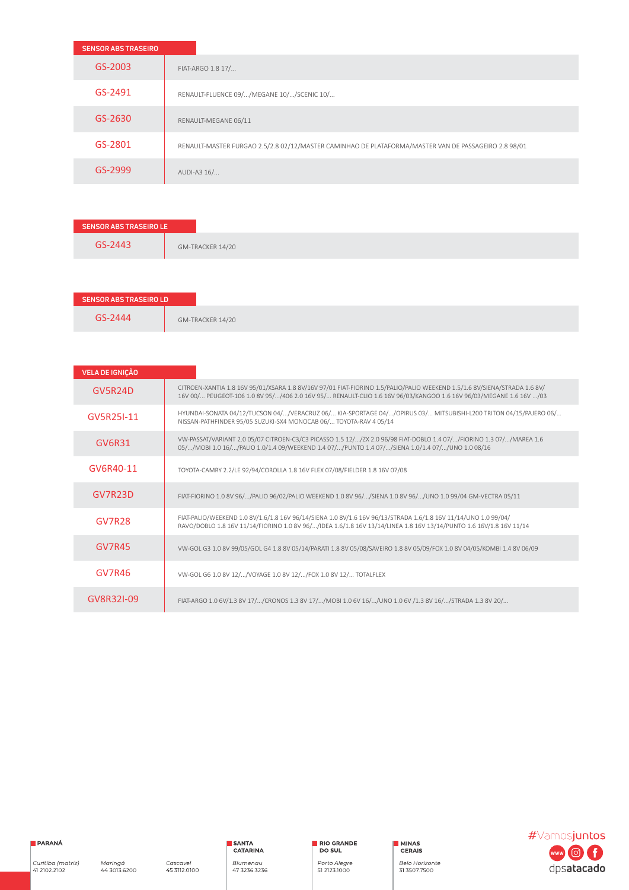| SENSOR ABS TRASEIRO | |
|---|---|
| GS-2003 | FIAT-ARGO 1.8 17/... |
| GS-2491 | RENAULT-FLUENCE 09/.../MEGANE 10/.../SCENIC 10/... |
| GS-2630 | RENAULT-MEGANE 06/11 |
| GS-2801 | RENAULT-MASTER FURGAO 2.5/2.8 02/12/MASTER CAMINHAO DE PLATAFORMA/MASTER VAN DE PASSAGEIRO 2.8 98/01 |
| GS-2999 | AUDI-A3 16/... |

| SENSOR ABS TRASEIRO LE | |
|---|---|
| GS-2443 | GM-TRACKER 14/20 |

| SENSOR ABS TRASEIRO LD | |
|---|---|
| GS-2444 | GM-TRACKER 14/20 |

| VELA DE IGNIÇÃO | |
|---|---|
| GV5R24D | CITROEN-XANTIA 1.8 16V 95/01/XSARA 1.8 8V/16V 97/01 FIAT-FIORINO 1.5/PALIO/PALIO WEEKEND 1.5/1.6 8V/SIENA/STRADA 1.6 8V/ 16V 00/... PEUGEOT-106 1.0 8V 95/.../406 2.0 16V 95/... RENAULT-CLIO 1.6 16V 96/03/KANGOO 1.6 16V 96/03/MEGANE 1.6 16V .../03 |
| GV5R25I-11 | HYUNDAI-SONATA 04/12/TUCSON 04/.../VERACRUZ 06/... KIA-SPORTAGE 04/.../OPIRUS 03/... MITSUBISHI-L200 TRITON 04/15/PAJERO 06/... NISSAN-PATHFINDER 95/05 SUZUKI-SX4 MONOCAB 06/... TOYOTA-RAV 4 05/14 |
| GV6R31 | VW-PASSAT/VARIANT 2.0 05/07 CITROEN-C3/C3 PICASSO 1.5 12/.../ZX 2.0 96/98 FIAT-DOBLO 1.4 07/.../FIORINO 1.3 07/.../MAREA 1.6 05/.../MOBI 1.0 16/.../PALIO 1.0/1.4 09/WEEKEND 1.4 07/.../PUNTO 1.4 07/.../SIENA 1.0/1.4 07/.../UNO 1.0 08/16 |
| GV6R40-11 | TOYOTA-CAMRY 2.2/LE 92/94/COROLLA 1.8 16V FLEX 07/08/FIELDER 1.8 16V 07/08 |
| GV7R23D | FIAT-FIORINO 1.0 8V 96/.../PALIO 96/02/PALIO WEEKEND 1.0 8V 96/.../SIENA 1.0 8V 96/.../UNO 1.0 99/04 GM-VECTRA 05/11 |
| GV7R28 | FIAT-PALIO/WEEKEND 1.0 8V/1.6/1.8 16V 96/14/SIENA 1.0 8V/1.6 16V 96/13/STRADA 1.6/1.8 16V 11/14/UNO 1.0 99/04/ RAVO/DOBLO 1.8 16V 11/14/FIORINO 1.0 8V 96/.../IDEA 1.6/1.8 16V 13/14/LINEA 1.8 16V 13/14/PUNTO 1.6 16V/1.8 16V 11/14 |
| GV7R45 | VW-GOL G3 1.0 8V 99/05/GOL G4 1.8 8V 05/14/PARATI 1.8 8V 05/08/SAVEIRO 1.8 8V 05/09/FOX 1.0 8V 04/05/KOMBI 1.4 8V 06/09 |
| GV7R46 | VW-GOL G6 1.0 8V 12/.../VOYAGE 1.0 8V 12/.../FOX 1.0 8V 12/... TOTALFLEX |
| GV8R32I-09 | FIAT-ARGO 1.0 6V/1.3 8V 17/.../CRONOS 1.3 8V 17/.../MOBI 1.0 6V 16/.../UNO 1.0 6V /1.3 8V 16/.../STRADA 1.3 8V 20/... |

**PARANÁ**

*Curitiba (matriz)* 41 2102.2102

*Maringá* 44 3013.6200

*Cascavel* 45 3112.0100

**SANTA CATARINA**

*Blumenau* 47 3236.3236

**RIO GRANDE DO SUL**

*Porto Alegre* 51 2123.1000

**MINAS GERAIS**

*Belo Horizonte* 31 3507.7500

#Vamosjuntos

dpsatacado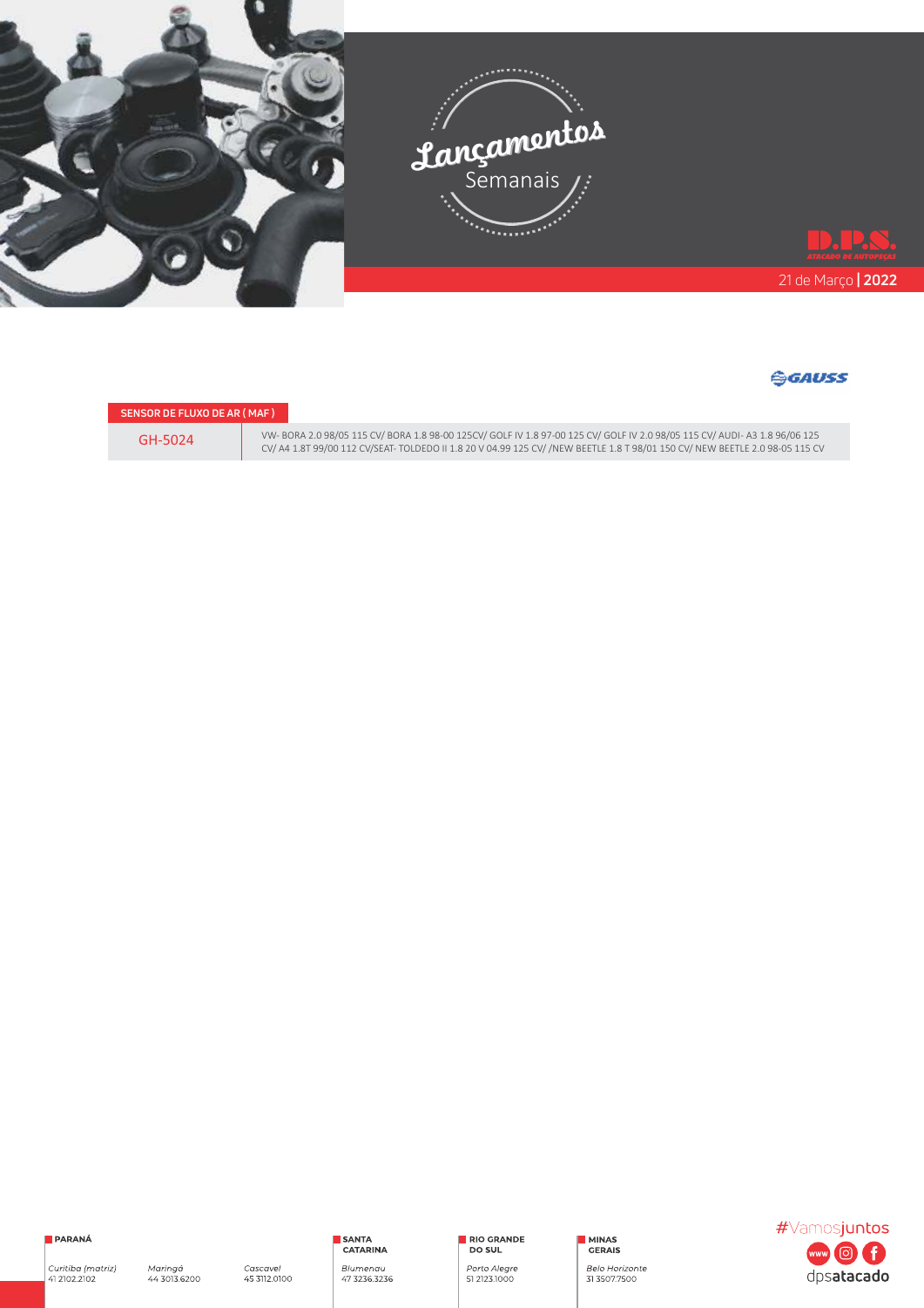# Lançamentos Semanais

D.P.S. ATACADO DE AUTOPEÇAS

21 de Março | 2022

GAUSS

| SENSOR DE FLUXO DE AR ( MAF ) | |
|---|---|
| GH-5024 | VW- BORA 2.0 98/05 115 CV/ BORA 1.8 98-00 125CV/ GOLF IV 1.8 97-00 125 CV/ GOLF IV 2.0 98/05 115 CV/ AUDI- A3 1.8 96/06 125 CV/ A4 1.8T 99/00 112 CV/SEAT- TOLDEDO II 1.8 20 V 04.99 125 CV/ /NEW BEETLE 1.8 T 98/01 150 CV/ NEW BEETLE 2.0 98-05 115 CV |

**PARANÁ**

*Curitiba (matriz)* 41 2102.2102

*Maringá* 44 3013.6200

*Cascavel* 45 3112.0100

**SANTA CATARINA**

*Blumenau* 47 3236.3236

**RIO GRANDE DO SUL**

*Porto Alegre* 51 2123.1000

**MINAS GERAIS**

*Belo Horizonte* 31 3507.7500

#Vamosjuntos

dpsatacado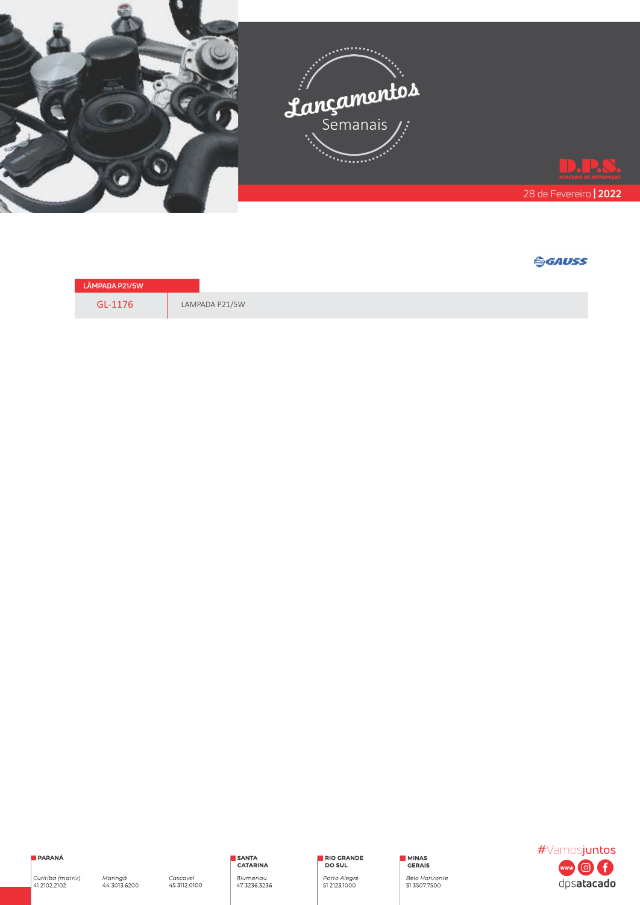# Lançamentos Semanais

D.P.S. ATACADO DE AUTOPEÇAS

28 de Fevereiro | **2022**

GAUSS

| LÂMPADA P21/5W | |
|---|---|
| GL-1176 | LAMPADA P21/5W |

**PARANÁ**

*Curitiba (matriz)*
41 2102.2102

*Maringá*
44 3013.6200

*Cascavel*
45 3112.0100

**SANTA CATARINA**

*Blumenau*
47 3236.3236

**RIO GRANDE DO SUL**

*Porto Alegre*
51 2123.1000

**MINAS GERAIS**

*Belo Horizonte*
31 3507.7500

#Vamosjuntos

dpsatacado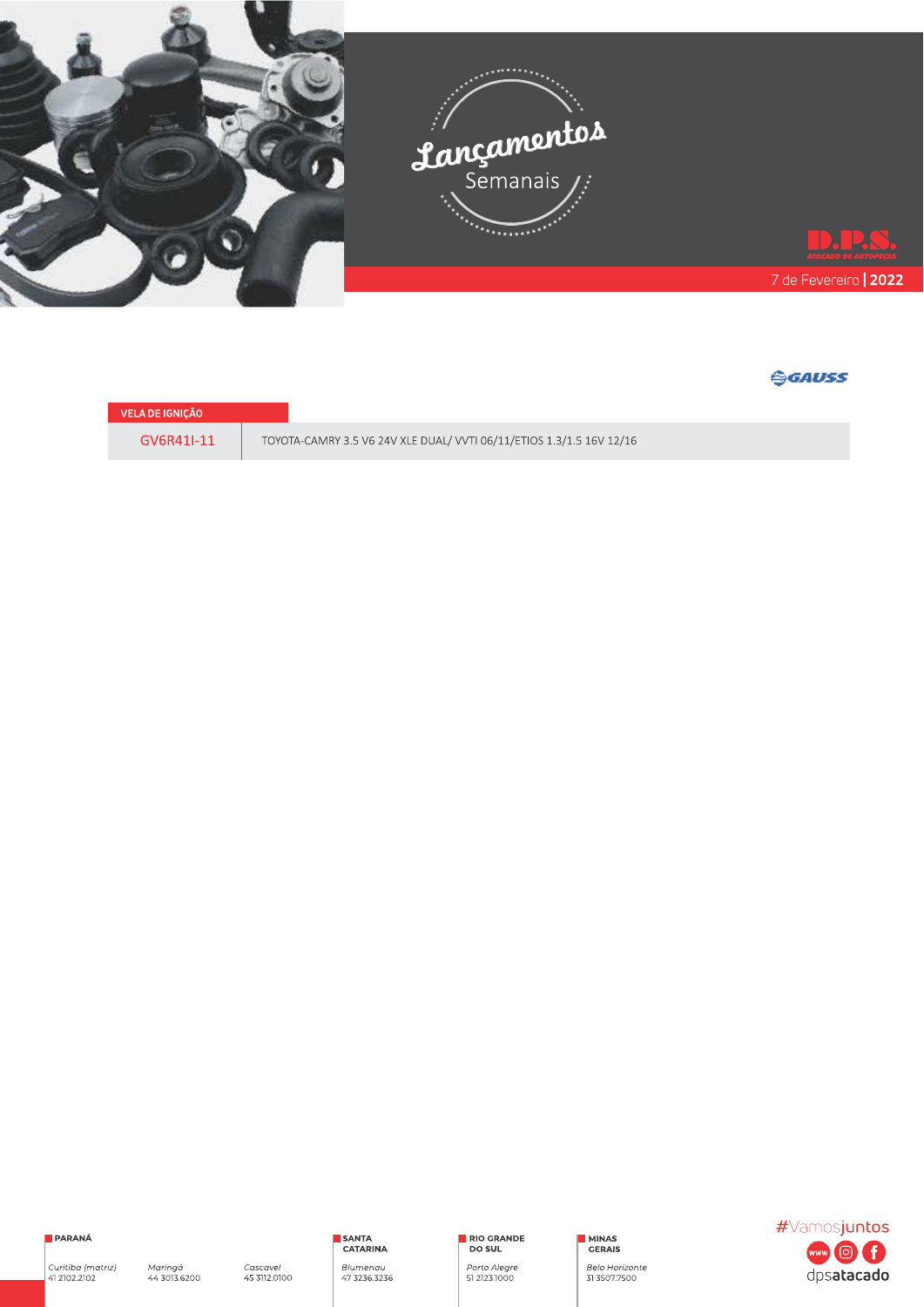# Lançamentos Semanais

D.P.S. ATACADO DE AUTOPEÇAS

7 de Fevereiro | 2022

GAUSS

## VELA DE IGNIÇÃO

| | |
|---|---|
| GV6R41I-11 | TOYOTA-CAMRY 3.5 V6 24V XLE DUAL/ VVTI 06/11/ETIOS 1.3/1.5 16V 12/16 |

**PARANÁ**

*Curitiba (matriz)* 41 2102.2102

*Maringá* 44 3013.6200

*Cascavel* 45 3112.0100

**SANTA CATARINA**

*Blumenau* 47 3236.3236

**RIO GRANDE DO SUL**

*Porto Alegre* 51 2123.1000

**MINAS GERAIS**

*Belo Horizonte* 31 3507.7500

#Vamosjuntos

dpsatacado